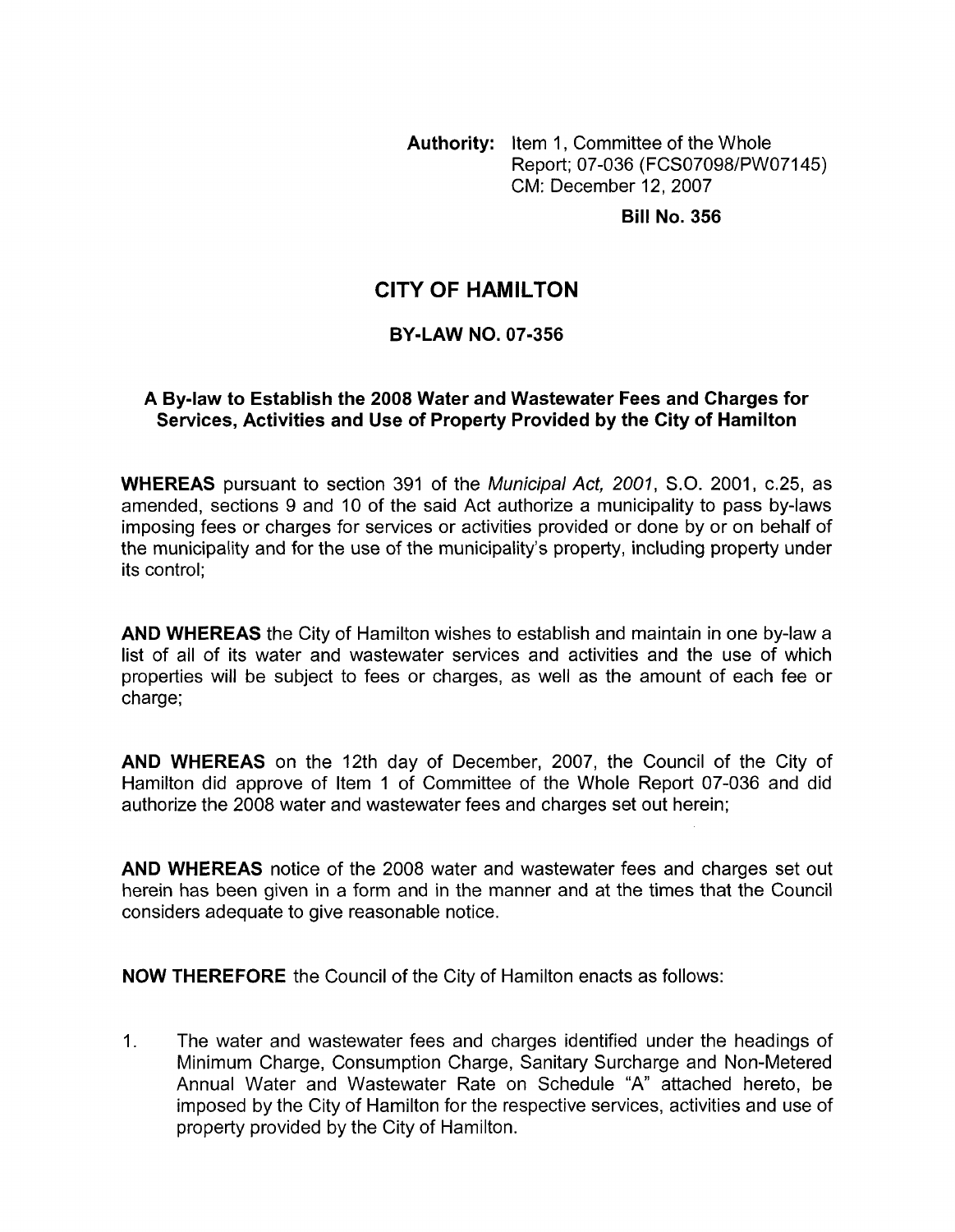**Authority:** Item 1, Committee of the Whole
Report; 07-036 (FCS07098/PW07145)
CM: December 12, 2007

**Bill No. 356**

# CITY OF HAMILTON

## BY-LAW NO. 07-356

### A By-law to Establish the 2008 Water and Wastewater Fees and Charges for Services, Activities and Use of Property Provided by the City of Hamilton

**WHEREAS** pursuant to section 391 of the *Municipal Act, 2001*, S.O. 2001, c.25, as amended, sections 9 and 10 of the said Act authorize a municipality to pass by-laws imposing fees or charges for services or activities provided or done by or on behalf of the municipality and for the use of the municipality's property, including property under its control;

**AND WHEREAS** the City of Hamilton wishes to establish and maintain in one by-law a list of all of its water and wastewater services and activities and the use of which properties will be subject to fees or charges, as well as the amount of each fee or charge;

**AND WHEREAS** on the 12th day of December, 2007, the Council of the City of Hamilton did approve of Item 1 of Committee of the Whole Report 07-036 and did authorize the 2008 water and wastewater fees and charges set out herein;

**AND WHEREAS** notice of the 2008 water and wastewater fees and charges set out herein has been given in a form and in the manner and at the times that the Council considers adequate to give reasonable notice.

**NOW THEREFORE** the Council of the City of Hamilton enacts as follows:

1. The water and wastewater fees and charges identified under the headings of Minimum Charge, Consumption Charge, Sanitary Surcharge and Non-Metered Annual Water and Wastewater Rate on Schedule "A" attached hereto, be imposed by the City of Hamilton for the respective services, activities and use of property provided by the City of Hamilton.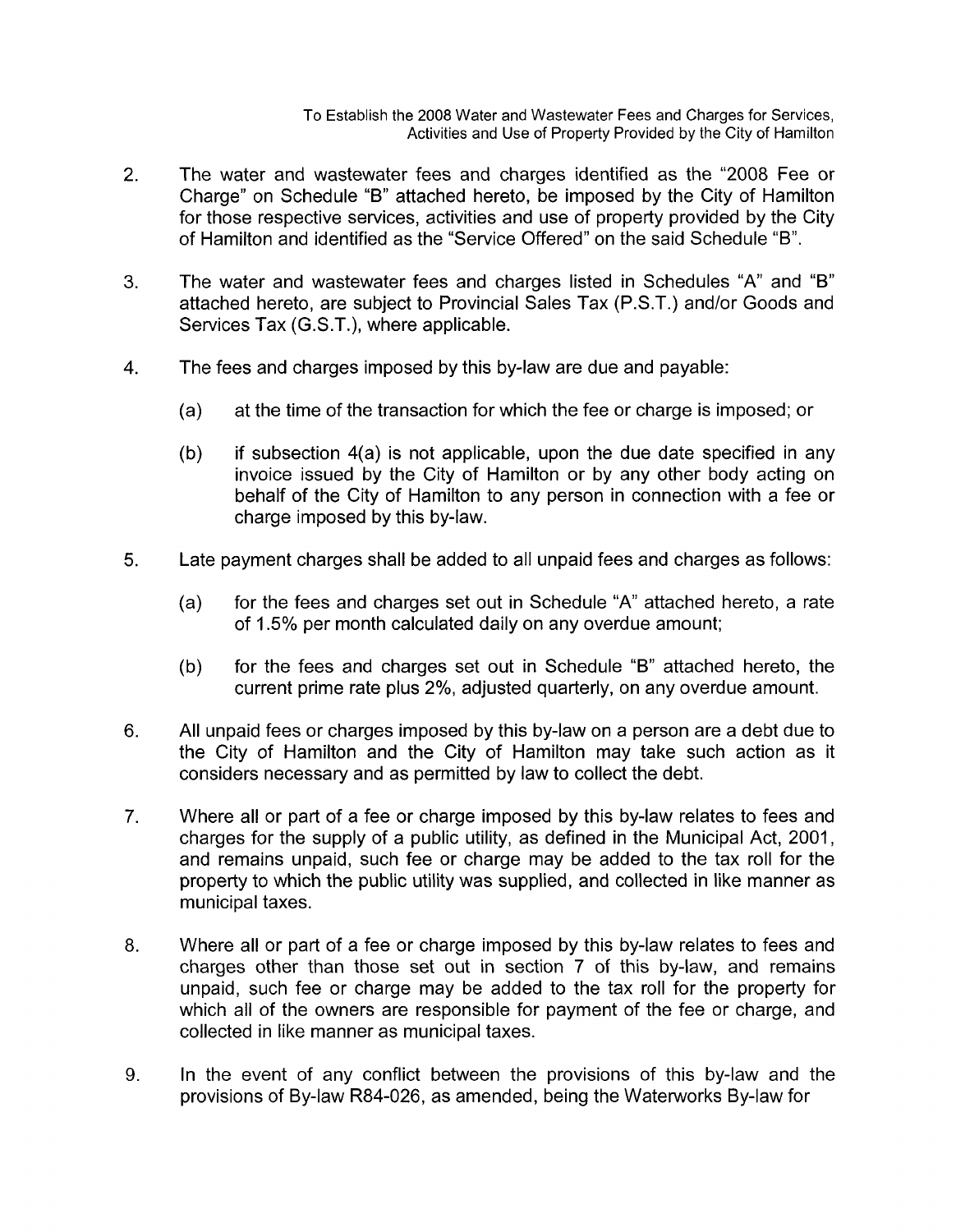2. The water and wastewater fees and charges identified as the "2008 Fee or Charge" on Schedule "B" attached hereto, be imposed by the City of Hamilton for those respective services, activities and use of property provided by the City of Hamilton and identified as the "Service Offered" on the said Schedule "B".

3. The water and wastewater fees and charges listed in Schedules "A" and "B" attached hereto, are subject to Provincial Sales Tax (P.S.T.) and/or Goods and Services Tax (G.S.T.), where applicable.

4. The fees and charges imposed by this by-law are due and payable:

   (a) at the time of the transaction for which the fee or charge is imposed; or

   (b) if subsection 4(a) is not applicable, upon the due date specified in any invoice issued by the City of Hamilton or by any other body acting on behalf of the City of Hamilton to any person in connection with a fee or charge imposed by this by-law.

5. Late payment charges shall be added to all unpaid fees and charges as follows:

   (a) for the fees and charges set out in Schedule "A" attached hereto, a rate of 1.5% per month calculated daily on any overdue amount;

   (b) for the fees and charges set out in Schedule "B" attached hereto, the current prime rate plus 2%, adjusted quarterly, on any overdue amount.

6. All unpaid fees or charges imposed by this by-law on a person are a debt due to the City of Hamilton and the City of Hamilton may take such action as it considers necessary and as permitted by law to collect the debt.

7. Where all or part of a fee or charge imposed by this by-law relates to fees and charges for the supply of a public utility, as defined in the Municipal Act, 2001, and remains unpaid, such fee or charge may be added to the tax roll for the property to which the public utility was supplied, and collected in like manner as municipal taxes.

8. Where all or part of a fee or charge imposed by this by-law relates to fees and charges other than those set out in section 7 of this by-law, and remains unpaid, such fee or charge may be added to the tax roll for the property for which all of the owners are responsible for payment of the fee or charge, and collected in like manner as municipal taxes.

9. In the event of any conflict between the provisions of this by-law and the provisions of By-law R84-026, as amended, being the Waterworks By-law for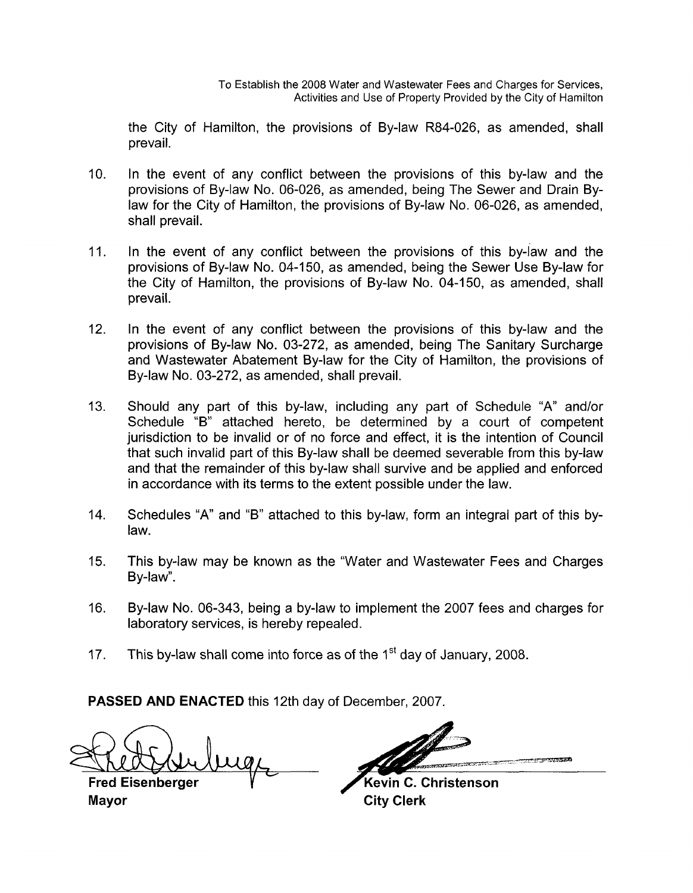the City of Hamilton, the provisions of By-law R84-026, as amended, shall prevail.

10. In the event of any conflict between the provisions of this by-law and the provisions of By-law No. 06-026, as amended, being The Sewer and Drain By-law for the City of Hamilton, the provisions of By-law No. 06-026, as amended, shall prevail.

11. In the event of any conflict between the provisions of this by-law and the provisions of By-law No. 04-150, as amended, being the Sewer Use By-law for the City of Hamilton, the provisions of By-law No. 04-150, as amended, shall prevail.

12. In the event of any conflict between the provisions of this by-law and the provisions of By-law No. 03-272, as amended, being The Sanitary Surcharge and Wastewater Abatement By-law for the City of Hamilton, the provisions of By-law No. 03-272, as amended, shall prevail.

13. Should any part of this by-law, including any part of Schedule "A" and/or Schedule "B" attached hereto, be determined by a court of competent jurisdiction to be invalid or of no force and effect, it is the intention of Council that such invalid part of this By-law shall be deemed severable from this by-law and that the remainder of this by-law shall survive and be applied and enforced in accordance with its terms to the extent possible under the law.

14. Schedules "A" and "B" attached to this by-law, form an integral part of this by-law.

15. This by-law may be known as the "Water and Wastewater Fees and Charges By-law".

16. By-law No. 06-343, being a by-law to implement the 2007 fees and charges for laboratory services, is hereby repealed.

17. This by-law shall come into force as of the 1st day of January, 2008.

**PASSED AND ENACTED** this 12th day of December, 2007.

| | |
|---|---|
| **Fred Eisenberger** | **Kevin C. Christenson** |
| **Mayor** | **City Clerk** |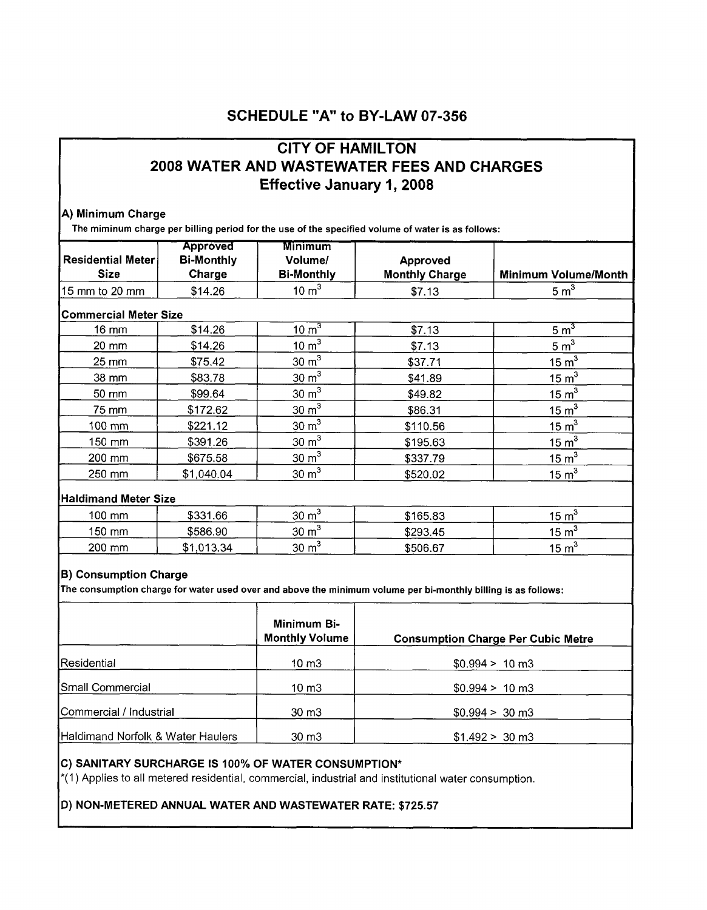# SCHEDULE "A" to BY-LAW 07-356

## CITY OF HAMILTON
## 2008 WATER AND WASTEWATER FEES AND CHARGES
## Effective January 1, 2008

### A) Minimum Charge

The miminum charge per billing period for the use of the specified volume of water is as follows:

| Residential Meter Size | Approved Bi-Monthly Charge | Minimum Volume/ Bi-Monthly | Approved Monthly Charge | Minimum Volume/Month |
|---|---|---|---|---|
| 15 mm to 20 mm | $14.26 | 10 $m^3$ | $7.13 | 5 $m^3$ |
| **Commercial Meter Size** | | | | |
| 16 mm | $14.26 | 10 $m^3$ | $7.13 | 5 $m^3$ |
| 20 mm | $14.26 | 10 $m^3$ | $7.13 | 5 $m^3$ |
| 25 mm | $75.42 | 30 $m^3$ | $37.71 | 15 $m^3$ |
| 38 mm | $83.78 | 30 $m^3$ | $41.89 | 15 $m^3$ |
| 50 mm | $99.64 | 30 $m^3$ | $49.82 | 15 $m^3$ |
| 75 mm | $172.62 | 30 $m^3$ | $86.31 | 15 $m^3$ |
| 100 mm | $221.12 | 30 $m^3$ | $110.56 | 15 $m^3$ |
| 150 mm | $391.26 | 30 $m^3$ | $195.63 | 15 $m^3$ |
| 200 mm | $675.58 | 30 $m^3$ | $337.79 | 15 $m^3$ |
| 250 mm | $1,040.04 | 30 $m^3$ | $520.02 | 15 $m^3$ |
| **Haldimand Meter Size** | | | | |
| 100 mm | $331.66 | 30 $m^3$ | $165.83 | 15 $m^3$ |
| 150 mm | $586.90 | 30 $m^3$ | $293.45 | 15 $m^3$ |
| 200 mm | $1,013.34 | 30 $m^3$ | $506.67 | 15 $m^3$ |

### B) Consumption Charge

The consumption charge for water used over and above the minimum volume per bi-monthly billing is as follows:

| | Minimum Bi-Monthly Volume | Consumption Charge Per Cubic Metre |
|---|---|---|
| Residential | 10 m3 | $0.994 > 10 m3 |
| Small Commercial | 10 m3 | $0.994 > 10 m3 |
| Commercial / Industrial | 30 m3 | $0.994 > 30 m3 |
| Haldimand Norfolk & Water Haulers | 30 m3 | $1.492 > 30 m3 |

### C) SANITARY SURCHARGE IS 100% OF WATER CONSUMPTION*

*(1) Applies to all metered residential, commercial, industrial and institutional water consumption.

### D) NON-METERED ANNUAL WATER AND WASTEWATER RATE: $725.57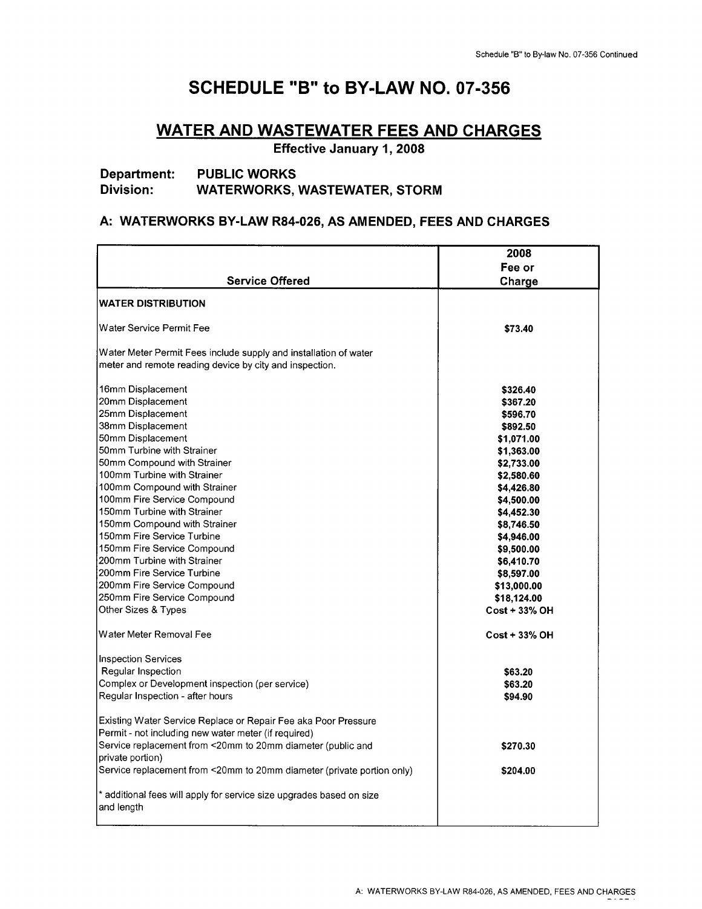# SCHEDULE "B" to BY-LAW NO. 07-356

## WATER AND WASTEWATER FEES AND CHARGES

**Effective January 1, 2008**

**Department:** PUBLIC WORKS
**Division:** WATERWORKS, WASTEWATER, STORM

### A: WATERWORKS BY-LAW R84-026, AS AMENDED, FEES AND CHARGES

| Service Offered | 2008 Fee or Charge |
|---|---|
| **WATER DISTRIBUTION** | |
| Water Service Permit Fee | **$73.40** |
| Water Meter Permit Fees include supply and installation of water meter and remote reading device by city and inspection. | |
| 16mm Displacement | **$326.40** |
| 20mm Displacement | **$367.20** |
| 25mm Displacement | **$596.70** |
| 38mm Displacement | **$892.50** |
| 50mm Displacement | **$1,071.00** |
| 50mm Turbine with Strainer | **$1,363.00** |
| 50mm Compound with Strainer | **$2,733.00** |
| 100mm Turbine with Strainer | **$2,580.60** |
| 100mm Compound with Strainer | **$4,426.80** |
| 100mm Fire Service Compound | **$4,500.00** |
| 150mm Turbine with Strainer | **$4,452.30** |
| 150mm Compound with Strainer | **$8,746.50** |
| 150mm Fire Service Turbine | **$4,946.00** |
| 150mm Fire Service Compound | **$9,500.00** |
| 200mm Turbine with Strainer | **$6,410.70** |
| 200mm Fire Service Turbine | **$8,597.00** |
| 200mm Fire Service Compound | **$13,000.00** |
| 250mm Fire Service Compound | **$18,124.00** |
| Other Sizes & Types | **Cost + 33% OH** |
| Water Meter Removal Fee | **Cost + 33% OH** |
| Inspection Services | |
| Regular Inspection | **$63.20** |
| Complex or Development inspection (per service) | **$63.20** |
| Regular Inspection - after hours | **$94.90** |
| Existing Water Service Replace or Repair Fee aka Poor Pressure Permit - not including new water meter (if required) | |
| Service replacement from <20mm to 20mm diameter (public and private portion) | **$270.30** |
| Service replacement from <20mm to 20mm diameter (private portion only) | **$204.00** |
| * additional fees will apply for service size upgrades based on size and length | |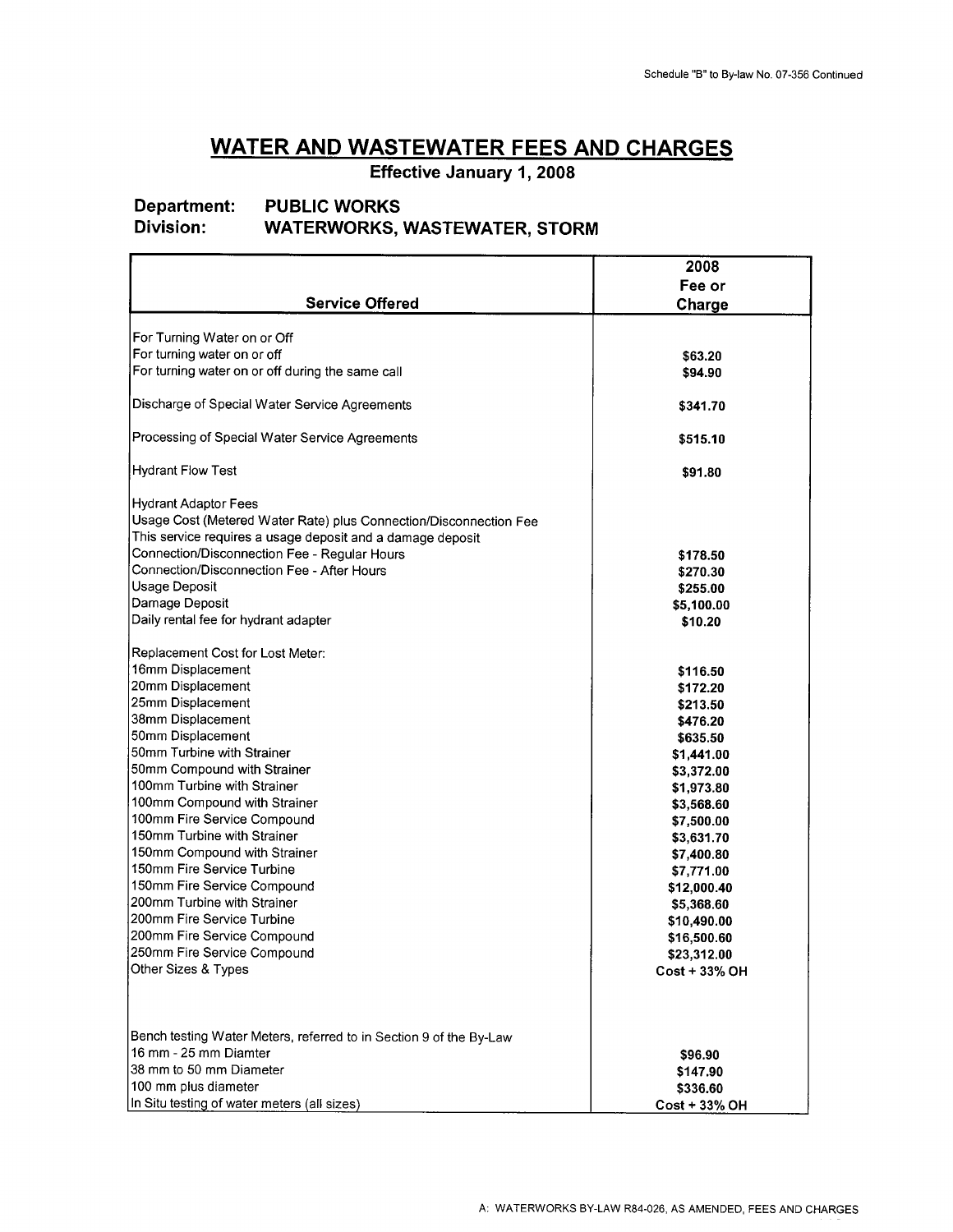# WATER AND WASTEWATER FEES AND CHARGES

**Effective January 1, 2008**

**Department: PUBLIC WORKS**
**Division: WATERWORKS, WASTEWATER, STORM**

| Service Offered | 2008 Fee or Charge |
|---|---|
| For Turning Water on or Off | |
| For turning water on or off | $63.20 |
| For turning water on or off during the same call | $94.90 |
| Discharge of Special Water Service Agreements | $341.70 |
| Processing of Special Water Service Agreements | $515.10 |
| Hydrant Flow Test | $91.80 |
| Hydrant Adaptor Fees | |
| Usage Cost (Metered Water Rate) plus Connection/Disconnection Fee | |
| This service requires a usage deposit and a damage deposit | |
| Connection/Disconnection Fee - Regular Hours | $178.50 |
| Connection/Disconnection Fee - After Hours | $270.30 |
| Usage Deposit | $255.00 |
| Damage Deposit | $5,100.00 |
| Daily rental fee for hydrant adapter | $10.20 |
| Replacement Cost for Lost Meter: | |
| 16mm Displacement | $116.50 |
| 20mm Displacement | $172.20 |
| 25mm Displacement | $213.50 |
| 38mm Displacement | $476.20 |
| 50mm Displacement | $635.50 |
| 50mm Turbine with Strainer | $1,441.00 |
| 50mm Compound with Strainer | $3,372.00 |
| 100mm Turbine with Strainer | $1,973.80 |
| 100mm Compound with Strainer | $3,568.60 |
| 100mm Fire Service Compound | $7,500.00 |
| 150mm Turbine with Strainer | $3,631.70 |
| 150mm Compound with Strainer | $7,400.80 |
| 150mm Fire Service Turbine | $7,771.00 |
| 150mm Fire Service Compound | $12,000.40 |
| 200mm Turbine with Strainer | $5,368.60 |
| 200mm Fire Service Turbine | $10,490.00 |
| 200mm Fire Service Compound | $16,500.60 |
| 250mm Fire Service Compound | $23,312.00 |
| Other Sizes & Types | Cost + 33% OH |
| Bench testing Water Meters, referred to in Section 9 of the By-Law | |
| 16 mm - 25 mm Diamter | $96.90 |
| 38 mm to 50 mm Diameter | $147.90 |
| 100 mm plus diameter | $336.60 |
| In Situ testing of water meters (all sizes) | Cost + 33% OH |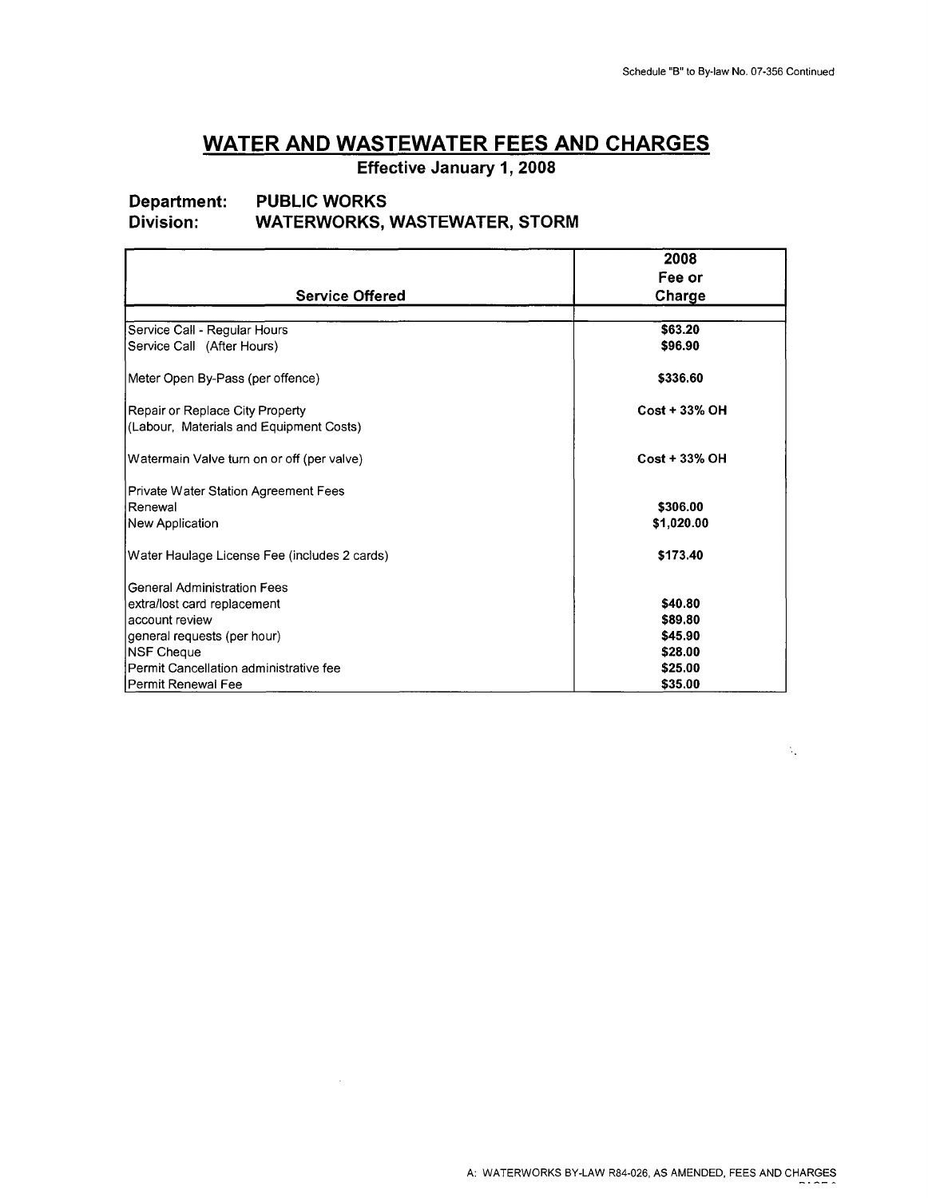Schedule "B" to By-law No. 07-356 Continued

# WATER AND WASTEWATER FEES AND CHARGES

**Effective January 1, 2008**

**Department: PUBLIC WORKS**
**Division: WATERWORKS, WASTEWATER, STORM**

| Service Offered | 2008 Fee or Charge |
|---|---|
| Service Call - Regular Hours | **$63.20** |
| Service Call (After Hours) | **$96.90** |
| Meter Open By-Pass (per offence) | **$336.60** |
| Repair or Replace City Property (Labour, Materials and Equipment Costs) | **Cost + 33% OH** |
| Watermain Valve turn on or off (per valve) | **Cost + 33% OH** |
| Private Water Station Agreement Fees | |
| Renewal | **$306.00** |
| New Application | **$1,020.00** |
| Water Haulage License Fee (includes 2 cards) | **$173.40** |
| General Administration Fees | |
| extra/lost card replacement | **$40.80** |
| account review | **$89.80** |
| general requests (per hour) | **$45.90** |
| NSF Cheque | **$28.00** |
| Permit Cancellation administrative fee | **$25.00** |
| Permit Renewal Fee | **$35.00** |

A: WATERWORKS BY-LAW R84-026, AS AMENDED, FEES AND CHARGES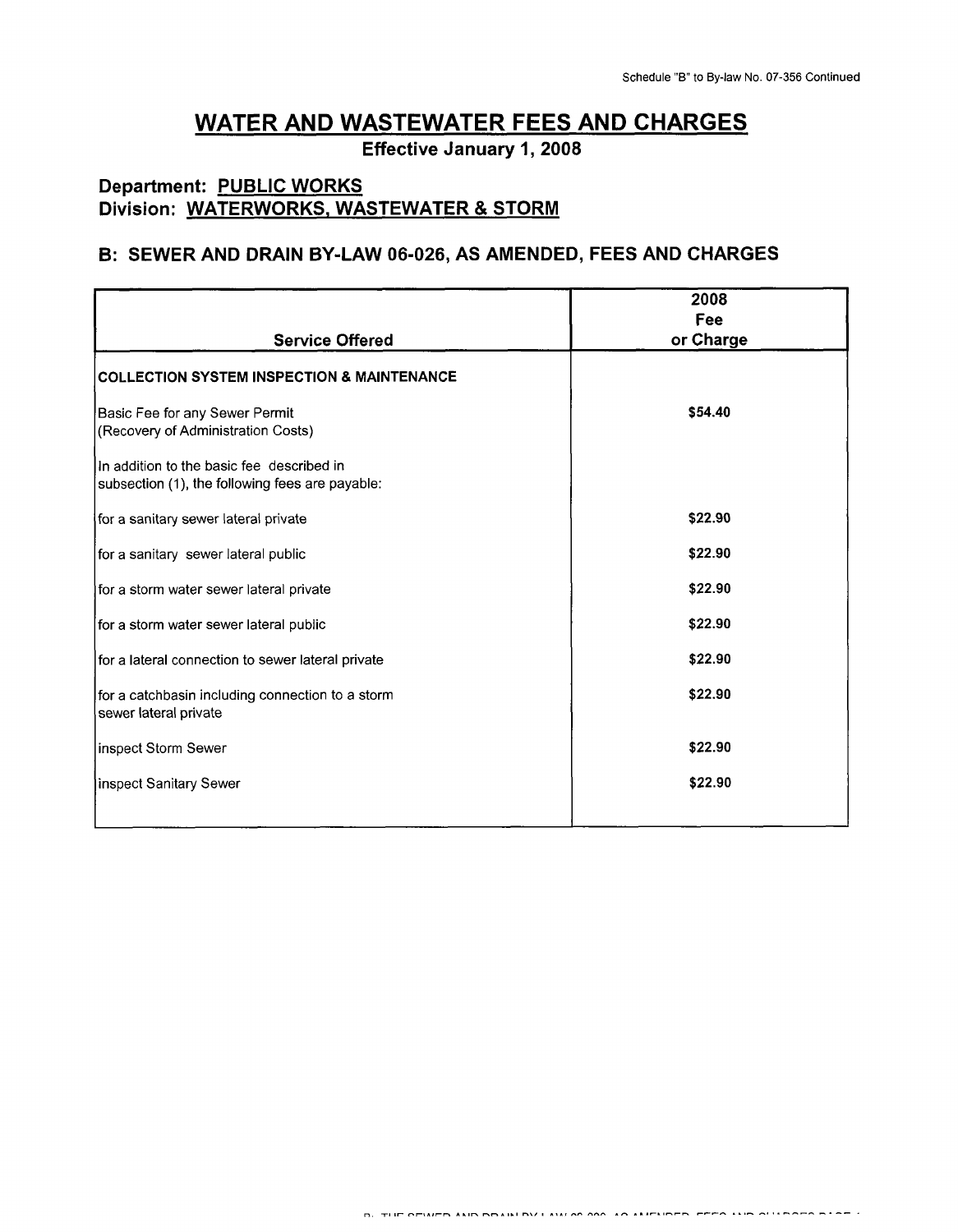# WATER AND WASTEWATER FEES AND CHARGES

**Effective January 1, 2008**

## Department: PUBLIC WORKS
## Division: WATERWORKS, WASTEWATER & STORM

## B: SEWER AND DRAIN BY-LAW 06-026, AS AMENDED, FEES AND CHARGES

| Service Offered | 2008 Fee or Charge |
|---|---|
| **COLLECTION SYSTEM INSPECTION & MAINTENANCE** | |
| Basic Fee for any Sewer Permit (Recovery of Administration Costs) | **$54.40** |
| In addition to the basic fee described in subsection (1), the following fees are payable: | |
| for a sanitary sewer lateral private | **$22.90** |
| for a sanitary sewer lateral public | **$22.90** |
| for a storm water sewer lateral private | **$22.90** |
| for a storm water sewer lateral public | **$22.90** |
| for a lateral connection to sewer lateral private | **$22.90** |
| for a catchbasin including connection to a storm sewer lateral private | **$22.90** |
| inspect Storm Sewer | **$22.90** |
| inspect Sanitary Sewer | **$22.90** |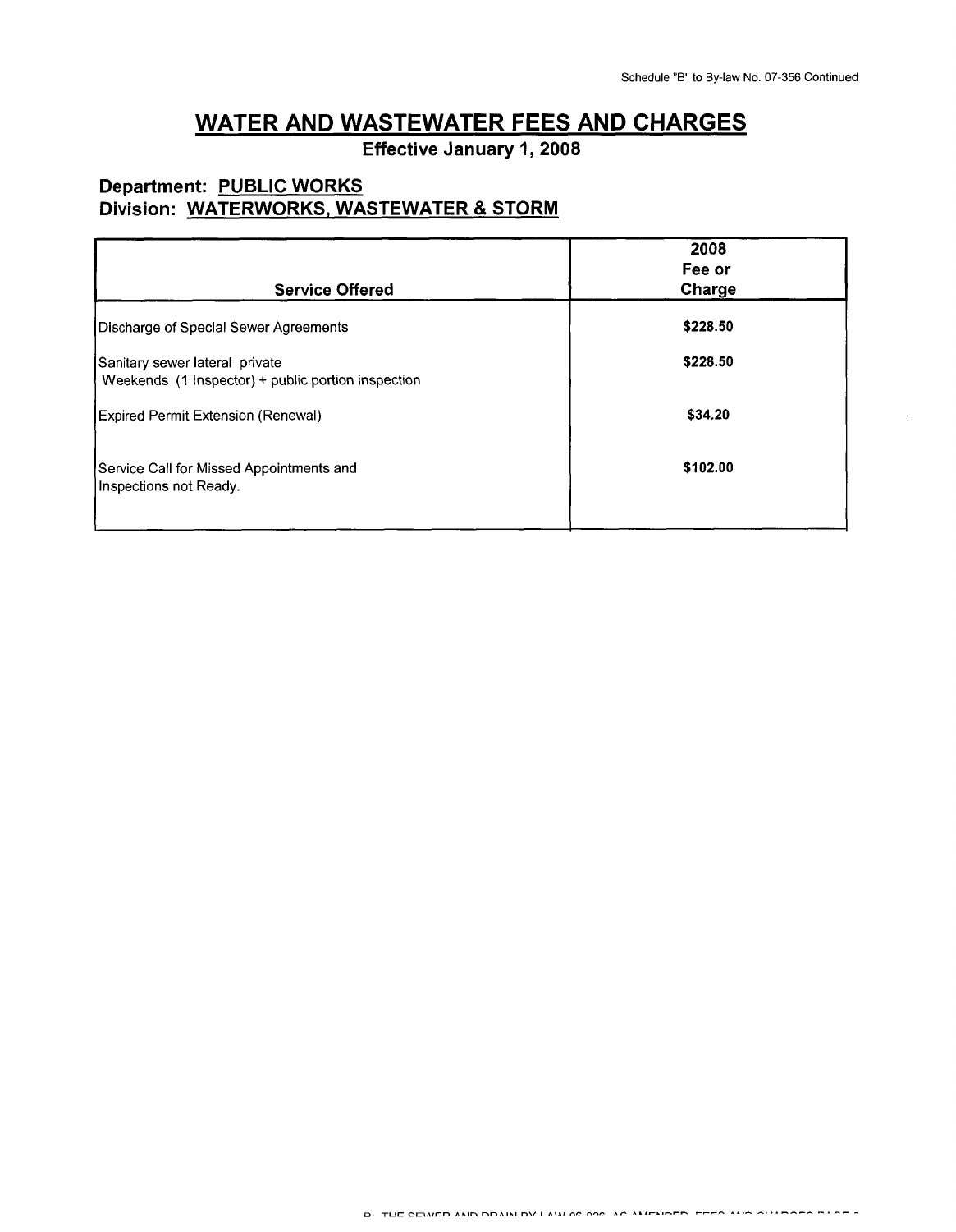Schedule "B" to By-law No. 07-356 Continued

# WATER AND WASTEWATER FEES AND CHARGES

**Effective January 1, 2008**

**Department: PUBLIC WORKS**
**Division: WATERWORKS, WASTEWATER & STORM**

| Service Offered | 2008 Fee or Charge |
|---|---|
| Discharge of Special Sewer Agreements | **$228.50** |
| Sanitary sewer lateral private<br>Weekends (1 Inspector) + public portion inspection | **$228.50** |
| Expired Permit Extension (Renewal) | **$34.20** |
| Service Call for Missed Appointments and Inspections not Ready. | **$102.00** |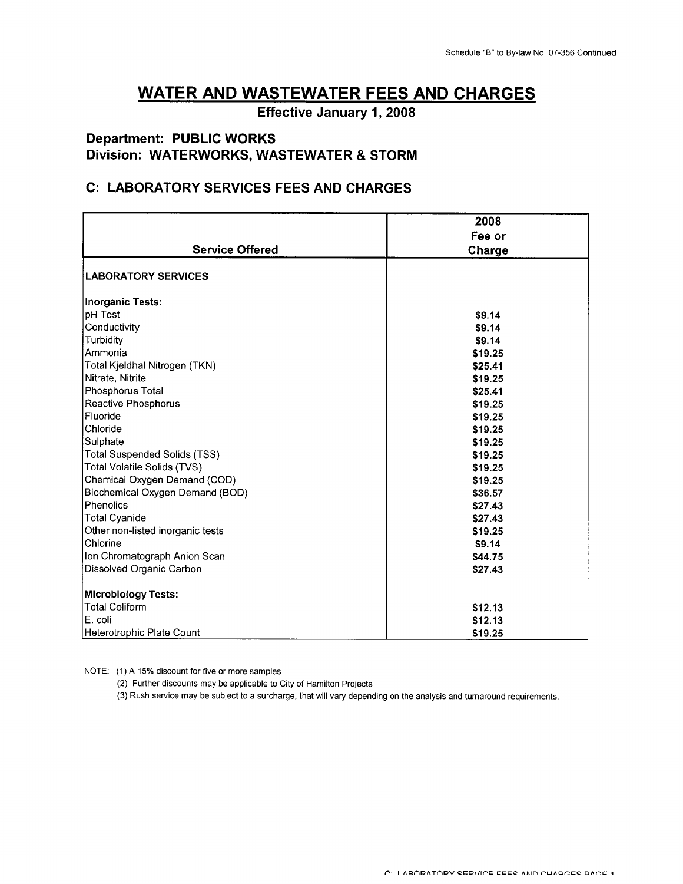# WATER AND WASTEWATER FEES AND CHARGES

**Effective January 1, 2008**

**Department: PUBLIC WORKS**
**Division: WATERWORKS, WASTEWATER & STORM**

## C: LABORATORY SERVICES FEES AND CHARGES

| Service Offered | 2008 Fee or Charge |
|---|---|
| **LABORATORY SERVICES** | |
| **Inorganic Tests:** | |
| pH Test | $9.14 |
| Conductivity | $9.14 |
| Turbidity | $9.14 |
| Ammonia | $19.25 |
| Total Kjeldhal Nitrogen (TKN) | $25.41 |
| Nitrate, Nitrite | $19.25 |
| Phosphorus Total | $25.41 |
| Reactive Phosphorus | $19.25 |
| Fluoride | $19.25 |
| Chloride | $19.25 |
| Sulphate | $19.25 |
| Total Suspended Solids (TSS) | $19.25 |
| Total Volatile Solids (TVS) | $19.25 |
| Chemical Oxygen Demand (COD) | $19.25 |
| Biochemical Oxygen Demand (BOD) | $36.57 |
| Phenolics | $27.43 |
| Total Cyanide | $27.43 |
| Other non-listed inorganic tests | $19.25 |
| Chlorine | $9.14 |
| Ion Chromatograph Anion Scan | $44.75 |
| Dissolved Organic Carbon | $27.43 |
| **Microbiology Tests:** | |
| Total Coliform | $12.13 |
| E. coli | $12.13 |
| Heterotrophic Plate Count | $19.25 |

NOTE: (1) A 15% discount for five or more samples

(2) Further discounts may be applicable to City of Hamilton Projects

(3) Rush service may be subject to a surcharge, that will vary depending on the analysis and turnaround requirements.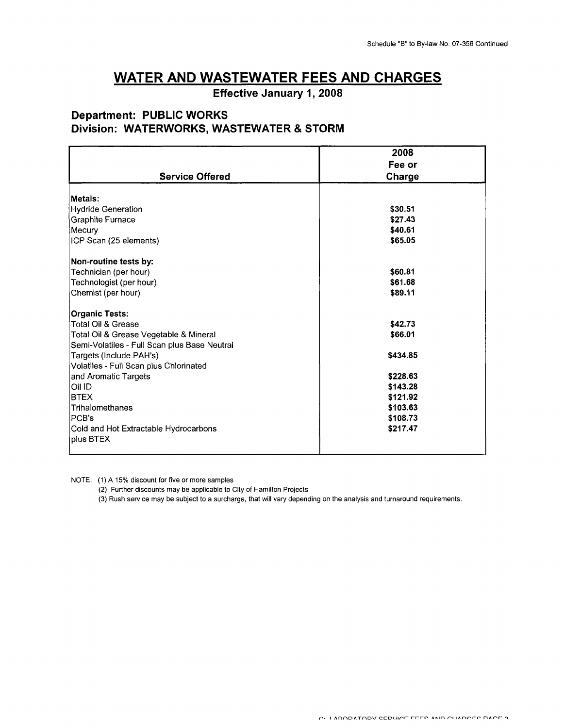# WATER AND WASTEWATER FEES AND CHARGES

**Effective January 1, 2008**

### Department: PUBLIC WORKS
### Division: WATERWORKS, WASTEWATER & STORM

| Service Offered | 2008 Fee or Charge |
|---|---|
| **Metals:** | |
| Hydride Generation | **$30.51** |
| Graphite Furnace | **$27.43** |
| Mecury | **$40.61** |
| ICP Scan (25 elements) | **$65.05** |
| **Non-routine tests by:** | |
| Technician (per hour) | **$60.81** |
| Technologist (per hour) | **$61.68** |
| Chemist (per hour) | **$89.11** |
| **Organic Tests:** | |
| Total Oil & Grease | **$42.73** |
| Total Oil & Grease Vegetable & Mineral | **$66.01** |
| Semi-Volatiles - Full Scan plus Base Neutral Targets (Include PAH's) | **$434.85** |
| Volatiles - Full Scan plus Chlorinated and Aromatic Targets | **$228.63** |
| Oil ID | **$143.28** |
| BTEX | **$121.92** |
| Trihalomethanes | **$103.63** |
| PCB's | **$108.73** |
| Cold and Hot Extractable Hydrocarbons plus BTEX | **$217.47** |

NOTE: (1) A 15% discount for five or more samples

(2) Further discounts may be applicable to City of Hamilton Projects

(3) Rush service may be subject to a surcharge, that will vary depending on the analysis and turnaround requirements.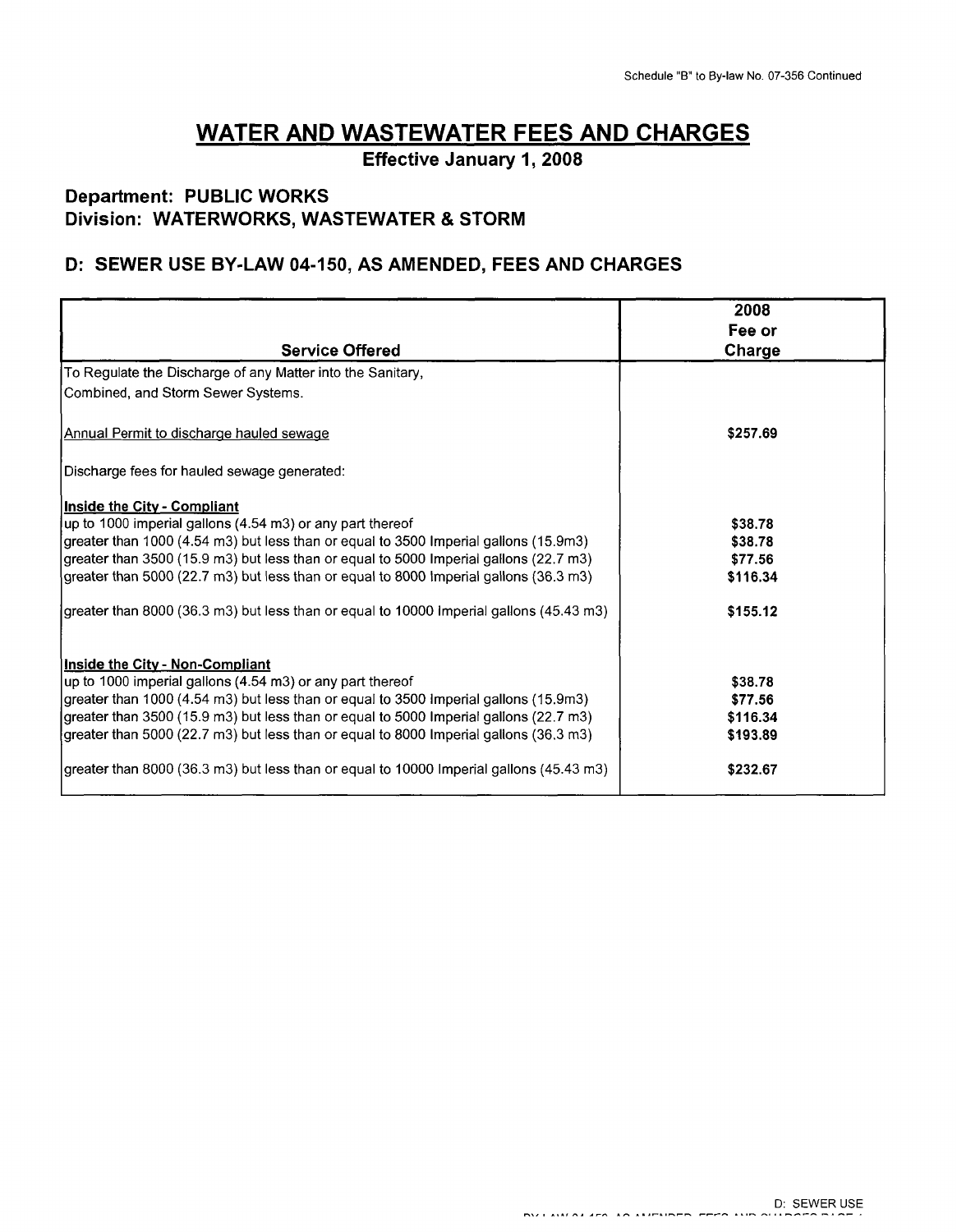# WATER AND WASTEWATER FEES AND CHARGES

**Effective January 1, 2008**

**Department: PUBLIC WORKS**
**Division: WATERWORKS, WASTEWATER & STORM**

## D: SEWER USE BY-LAW 04-150, AS AMENDED, FEES AND CHARGES

| Service Offered | 2008 Fee or Charge |
|---|---|
| To Regulate the Discharge of any Matter into the Sanitary, Combined, and Storm Sewer Systems. | |
| Annual Permit to discharge hauled sewage | $257.69 |
| Discharge fees for hauled sewage generated: | |
| **Inside the City - Compliant** | |
| up to 1000 imperial gallons (4.54 m3) or any part thereof | $38.78 |
| greater than 1000 (4.54 m3) but less than or equal to 3500 Imperial gallons (15.9m3) | $38.78 |
| greater than 3500 (15.9 m3) but less than or equal to 5000 Imperial gallons (22.7 m3) | $77.56 |
| greater than 5000 (22.7 m3) but less than or equal to 8000 Imperial gallons (36.3 m3) | $116.34 |
| greater than 8000 (36.3 m3) but less than or equal to 10000 Imperial gallons (45.43 m3) | $155.12 |
| **Inside the City - Non-Compliant** | |
| up to 1000 imperial gallons (4.54 m3) or any part thereof | $38.78 |
| greater than 1000 (4.54 m3) but less than or equal to 3500 Imperial gallons (15.9m3) | $77.56 |
| greater than 3500 (15.9 m3) but less than or equal to 5000 Imperial gallons (22.7 m3) | $116.34 |
| greater than 5000 (22.7 m3) but less than or equal to 8000 Imperial gallons (36.3 m3) | $193.89 |
| greater than 8000 (36.3 m3) but less than or equal to 10000 Imperial gallons (45.43 m3) | $232.67 |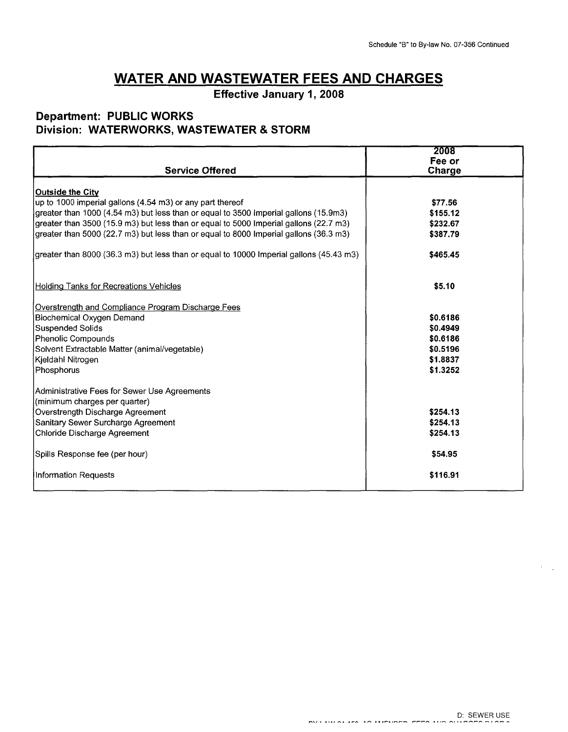Schedule "B" to By-law No. 07-356 Continued

# WATER AND WASTEWATER FEES AND CHARGES

**Effective January 1, 2008**

## Department: PUBLIC WORKS
## Division: WATERWORKS, WASTEWATER & STORM

| Service Offered | 2008 Fee or Charge |
|---|---|
| **Outside the City** | |
| up to 1000 imperial gallons (4.54 m3) or any part thereof | $77.56 |
| greater than 1000 (4.54 m3) but less than or equal to 3500 Imperial gallons (15.9m3) | $155.12 |
| greater than 3500 (15.9 m3) but less than or equal to 5000 Imperial gallons (22.7 m3) | $232.67 |
| greater than 5000 (22.7 m3) but less than or equal to 8000 Imperial gallons (36.3 m3) | $387.79 |
| greater than 8000 (36.3 m3) but less than or equal to 10000 Imperial gallons (45.43 m3) | $465.45 |
| Holding Tanks for Recreations Vehicles | $5.10 |
| Overstrength and Compliance Program Discharge Fees | |
| Biochemical Oxygen Demand | $0.6186 |
| Suspended Solids | $0.4949 |
| Phenolic Compounds | $0.6186 |
| Solvent Extractable Matter (animal/vegetable) | $0.5196 |
| Kjeldahl Nitrogen | $1.8837 |
| Phosphorus | $1.3252 |
| Administrative Fees for Sewer Use Agreements (minimum charges per quarter) | |
| Overstrength Discharge Agreement | $254.13 |
| Sanitary Sewer Surcharge Agreement | $254.13 |
| Chloride Discharge Agreement | $254.13 |
| Spills Response fee (per hour) | $54.95 |
| Information Requests | $116.91 |

D: SEWER USE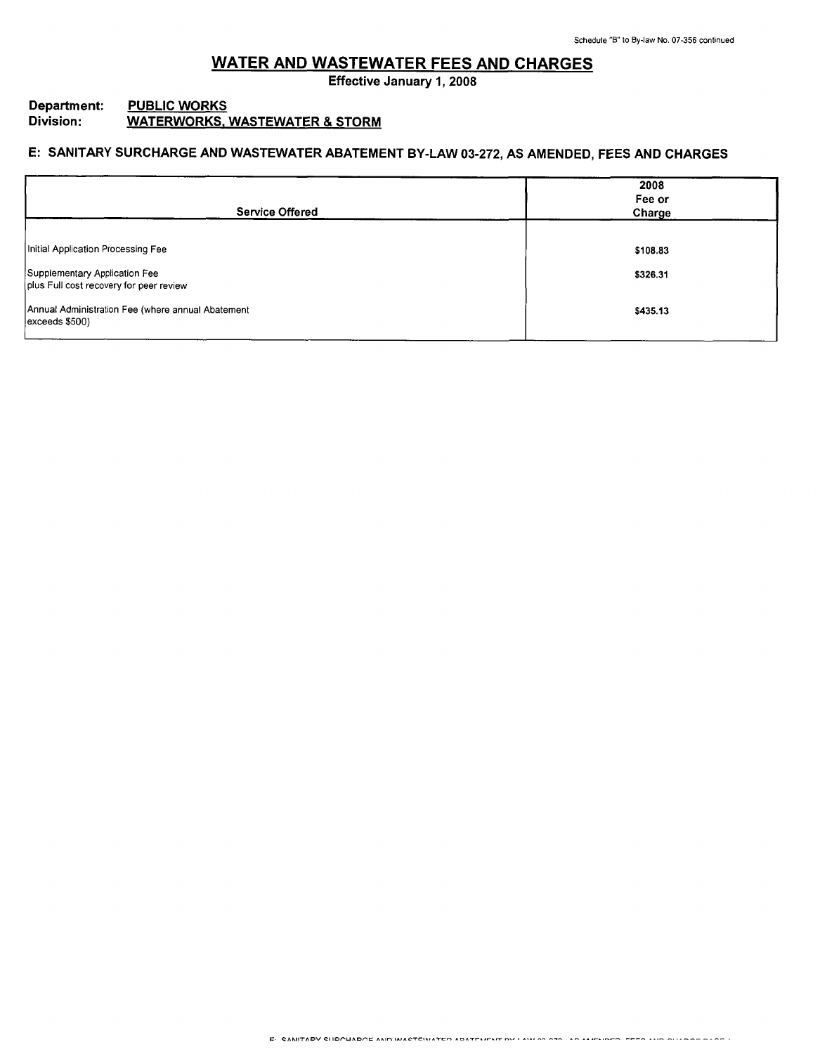Schedule "B" to By-law No. 07-356 continued

# WATER AND WASTEWATER FEES AND CHARGES

**Effective January 1, 2008**

**Department:** **PUBLIC WORKS**
**Division:** **WATERWORKS, WASTEWATER & STORM**

## E: SANITARY SURCHARGE AND WASTEWATER ABATEMENT BY-LAW 03-272, AS AMENDED, FEES AND CHARGES

| Service Offered | 2008 Fee or Charge |
| --- | --- |
| Initial Application Processing Fee | $108.83 |
| Supplementary Application Fee plus Full cost recovery for peer review | $326.31 |
| Annual Administration Fee (where annual Abatement exceeds $500) | $435.13 |